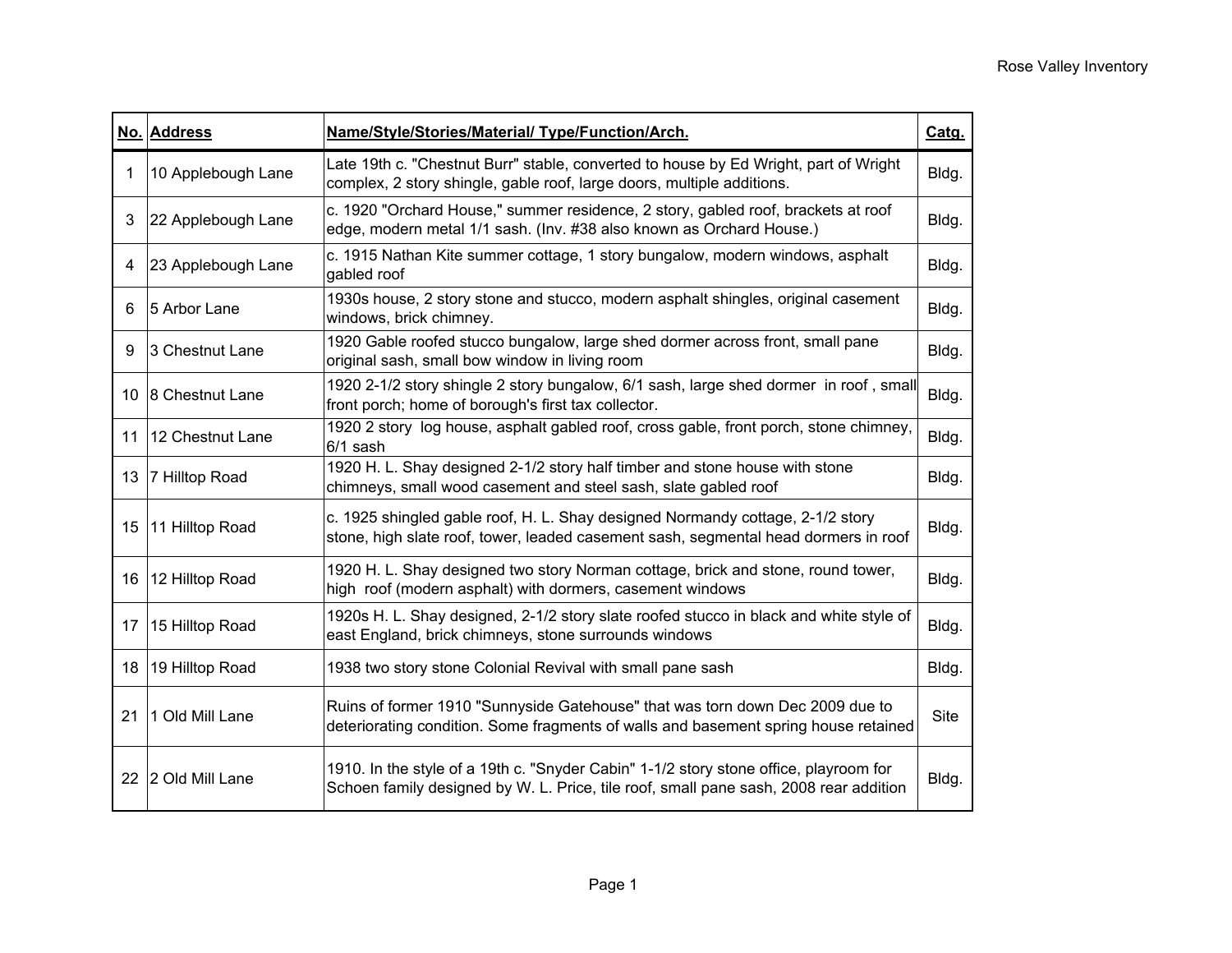| No. | Address | Name/Style/Stories/Material/ Type/Function/Arch. | Catg. |
|---|---|---|---|
| 1 | 10 Applebough Lane | Late 19th c. "Chestnut Burr" stable, converted to house by Ed Wright, part of Wright complex, 2 story shingle, gable roof, large doors, multiple additions. | Bldg. |
| 3 | 22 Applebough Lane | c. 1920 "Orchard House," summer residence, 2 story, gabled roof, brackets at roof edge, modern metal 1/1 sash. (Inv. #38 also known as Orchard House.) | Bldg. |
| 4 | 23 Applebough Lane | c. 1915 Nathan Kite summer cottage, 1 story bungalow, modern windows, asphalt gabled roof | Bldg. |
| 6 | 5 Arbor Lane | 1930s house, 2 story stone and stucco, modern asphalt shingles, original casement windows, brick chimney. | Bldg. |
| 9 | 3 Chestnut Lane | 1920 Gable roofed stucco bungalow, large shed dormer across front, small pane original sash, small bow window in living room | Bldg. |
| 10 | 8 Chestnut Lane | 1920 2-1/2 story shingle 2 story bungalow, 6/1 sash, large shed dormer in roof , small front porch; home of borough's first tax collector. | Bldg. |
| 11 | 12 Chestnut Lane | 1920 2 story log house, asphalt gabled roof, cross gable, front porch, stone chimney, 6/1 sash | Bldg. |
| 13 | 7 Hilltop Road | 1920 H. L. Shay designed 2-1/2 story half timber and stone house with stone chimneys, small wood casement and steel sash, slate gabled roof | Bldg. |
| 15 | 11 Hilltop Road | c. 1925 shingled gable roof, H. L. Shay designed Normandy cottage, 2-1/2 story stone, high slate roof, tower, leaded casement sash, segmental head dormers in roof | Bldg. |
| 16 | 12 Hilltop Road | 1920 H. L. Shay designed two story Norman cottage, brick and stone, round tower, high roof (modern asphalt) with dormers, casement windows | Bldg. |
| 17 | 15 Hilltop Road | 1920s H. L. Shay designed, 2-1/2 story slate roofed stucco in black and white style of east England, brick chimneys, stone surrounds windows | Bldg. |
| 18 | 19 Hilltop Road | 1938 two story stone Colonial Revival with small pane sash | Bldg. |
| 21 | 1 Old Mill Lane | Ruins of former 1910 "Sunnyside Gatehouse" that was torn down Dec 2009 due to deteriorating condition. Some fragments of walls and basement spring house retained | Site |
| 22 | 2 Old Mill Lane | 1910. In the style of a 19th c. "Snyder Cabin" 1-1/2 story stone office, playroom for Schoen family designed by W. L. Price, tile roof, small pane sash, 2008 rear addition | Bldg. |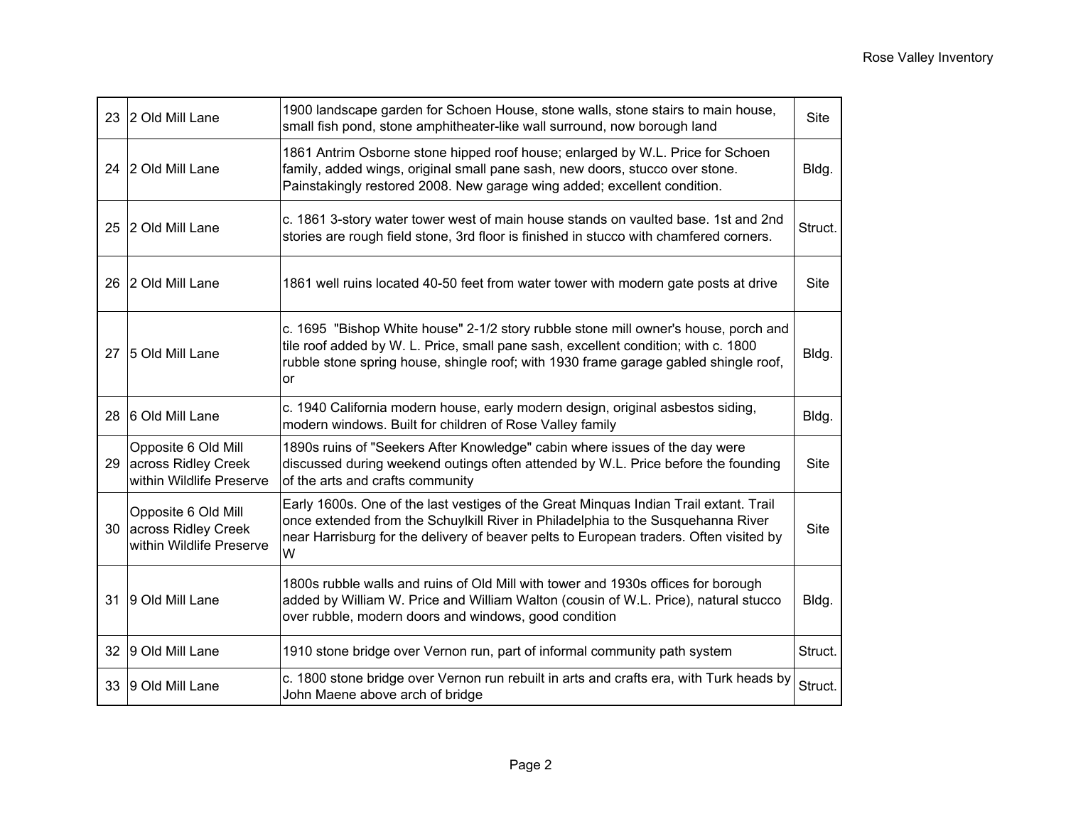| 23 | 2 Old Mill Lane | 1900 landscape garden for Schoen House, stone walls, stone stairs to main house, small fish pond, stone amphitheater-like wall surround, now borough land | Site |
|---|---|---|---|
| 24 | 2 Old Mill Lane | 1861 Antrim Osborne stone hipped roof house; enlarged by W.L. Price for Schoen family, added wings, original small pane sash, new doors, stucco over stone. Painstakingly restored 2008. New garage wing added; excellent condition. | Bldg. |
| 25 | 2 Old Mill Lane | c. 1861 3-story water tower west of main house stands on vaulted base. 1st and 2nd stories are rough field stone, 3rd floor is finished in stucco with chamfered corners. | Struct. |
| 26 | 2 Old Mill Lane | 1861 well ruins located 40-50 feet from water tower with modern gate posts at drive | Site |
| 27 | 5 Old Mill Lane | c. 1695 "Bishop White house" 2-1/2 story rubble stone mill owner's house, porch and tile roof added by W. L. Price, small pane sash, excellent condition; with c. 1800 rubble stone spring house, shingle roof; with 1930 frame garage gabled shingle roof, or | Bldg. |
| 28 | 6 Old Mill Lane | c. 1940 California modern house, early modern design, original asbestos siding, modern windows. Built for children of Rose Valley family | Bldg. |
| 29 | Opposite 6 Old Mill across Ridley Creek within Wildlife Preserve | 1890s ruins of "Seekers After Knowledge" cabin where issues of the day were discussed during weekend outings often attended by W.L. Price before the founding of the arts and crafts community | Site |
| 30 | Opposite 6 Old Mill across Ridley Creek within Wildlife Preserve | Early 1600s. One of the last vestiges of the Great Minquas Indian Trail extant. Trail once extended from the Schuylkill River in Philadelphia to the Susquehanna River near Harrisburg for the delivery of beaver pelts to European traders. Often visited by W | Site |
| 31 | 9 Old Mill Lane | 1800s rubble walls and ruins of Old Mill with tower and 1930s offices for borough added by William W. Price and William Walton (cousin of W.L. Price), natural stucco over rubble, modern doors and windows, good condition | Bldg. |
| 32 | 9 Old Mill Lane | 1910 stone bridge over Vernon run, part of informal community path system | Struct. |
| 33 | 9 Old Mill Lane | c. 1800 stone bridge over Vernon run rebuilt in arts and crafts era, with Turk heads by John Maene above arch of bridge | Struct. |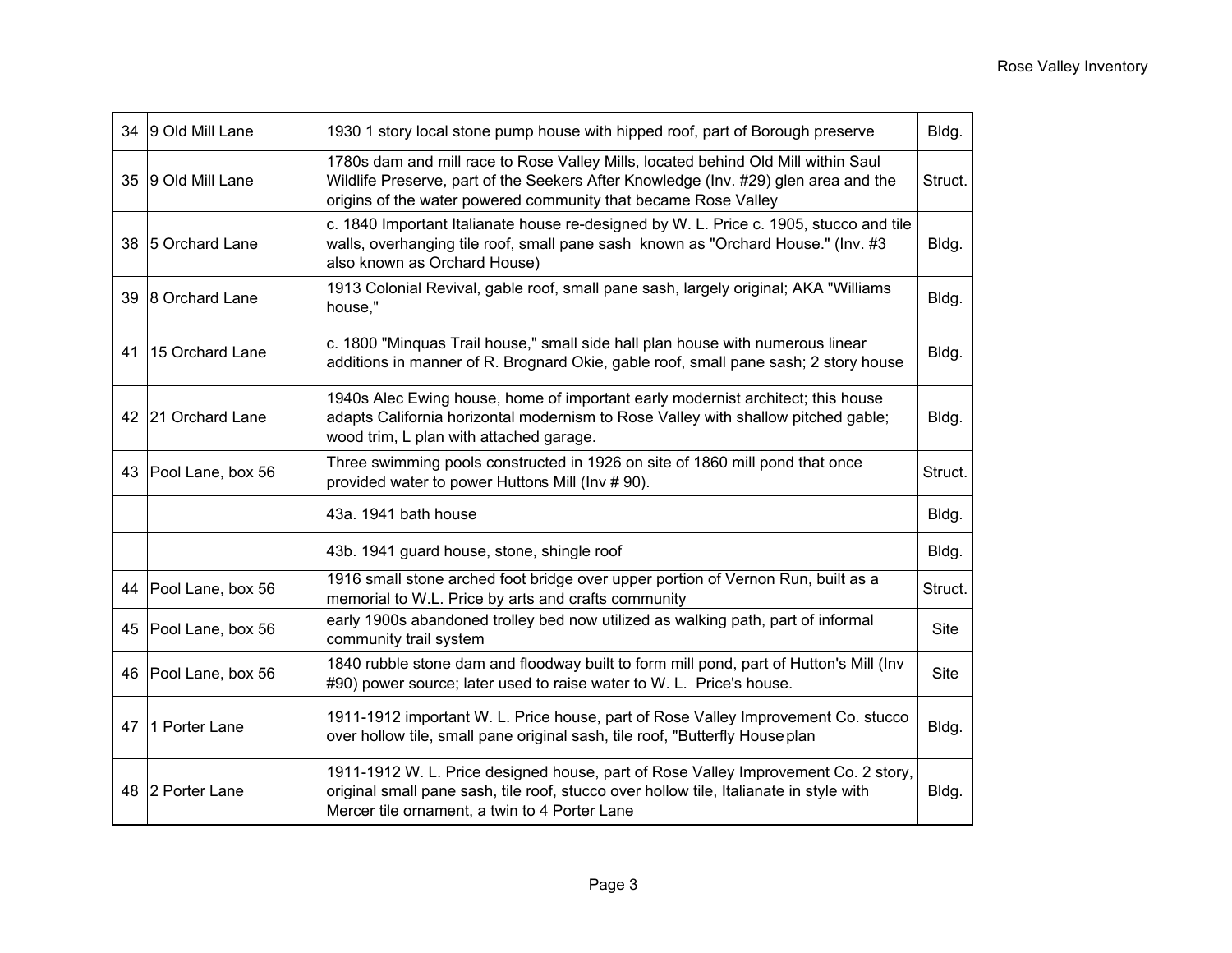| | | | |
|---|---|---|---|
| 34 | 9 Old Mill Lane | 1930 1 story local stone pump house with hipped roof, part of Borough preserve | Bldg. |
| 35 | 9 Old Mill Lane | 1780s dam and mill race to Rose Valley Mills, located behind Old Mill within Saul Wildlife Preserve, part of the Seekers After Knowledge (Inv. #29) glen area and the origins of the water powered community that became Rose Valley | Struct. |
| 38 | 5 Orchard Lane | c. 1840 Important Italianate house re-designed by W. L. Price c. 1905, stucco and tile walls, overhanging tile roof, small pane sash known as "Orchard House." (Inv. #3 also known as Orchard House) | Bldg. |
| 39 | 8 Orchard Lane | 1913 Colonial Revival, gable roof, small pane sash, largely original; AKA "Williams house," | Bldg. |
| 41 | 15 Orchard Lane | c. 1800 "Minquas Trail house," small side hall plan house with numerous linear additions in manner of R. Brognard Okie, gable roof, small pane sash; 2 story house | Bldg. |
| 42 | 21 Orchard Lane | 1940s Alec Ewing house, home of important early modernist architect; this house adapts California horizontal modernism to Rose Valley with shallow pitched gable; wood trim, L plan with attached garage. | Bldg. |
| 43 | Pool Lane, box 56 | Three swimming pools constructed in 1926 on site of 1860 mill pond that once provided water to power Huttons Mill (Inv # 90). | Struct. |
| | | 43a. 1941 bath house | Bldg. |
| | | 43b. 1941 guard house, stone, shingle roof | Bldg. |
| 44 | Pool Lane, box 56 | 1916 small stone arched foot bridge over upper portion of Vernon Run, built as a memorial to W.L. Price by arts and crafts community | Struct. |
| 45 | Pool Lane, box 56 | early 1900s abandoned trolley bed now utilized as walking path, part of informal community trail system | Site |
| 46 | Pool Lane, box 56 | 1840 rubble stone dam and floodway built to form mill pond, part of Hutton's Mill (Inv #90) power source; later used to raise water to W. L. Price's house. | Site |
| 47 | 1 Porter Lane | 1911-1912 important W. L. Price house, part of Rose Valley Improvement Co. stucco over hollow tile, small pane original sash, tile roof, "Butterfly House plan | Bldg. |
| 48 | 2 Porter Lane | 1911-1912 W. L. Price designed house, part of Rose Valley Improvement Co. 2 story, original small pane sash, tile roof, stucco over hollow tile, Italianate in style with Mercer tile ornament, a twin to 4 Porter Lane | Bldg. |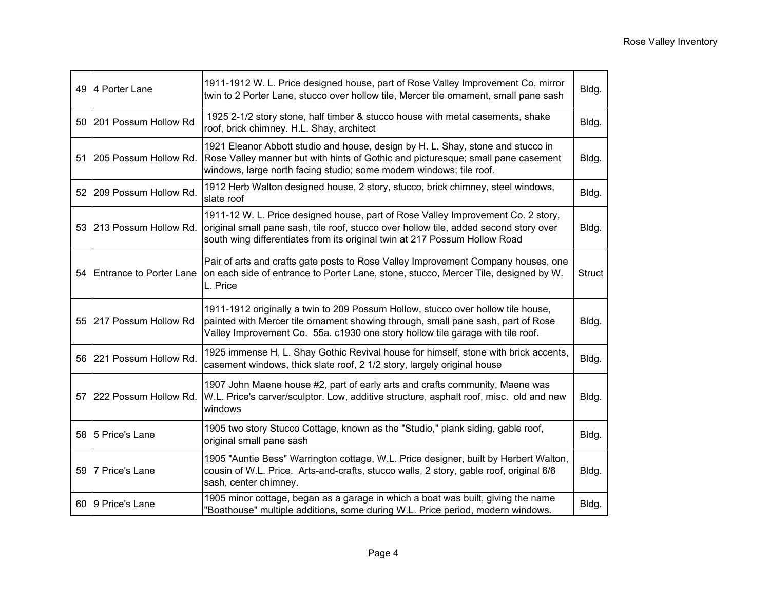| | | | |
|---|---|---|---|
| 49 | 4 Porter Lane | 1911-1912 W. L. Price designed house, part of Rose Valley Improvement Co, mirror twin to 2 Porter Lane, stucco over hollow tile, Mercer tile ornament, small pane sash | Bldg. |
| 50 | 201 Possum Hollow Rd | 1925 2-1/2 story stone, half timber & stucco house with metal casements, shake roof, brick chimney. H.L. Shay, architect | Bldg. |
| 51 | 205 Possum Hollow Rd. | 1921 Eleanor Abbott studio and house, design by H. L. Shay, stone and stucco in Rose Valley manner but with hints of Gothic and picturesque; small pane casement windows, large north facing studio; some modern windows; tile roof. | Bldg. |
| 52 | 209 Possum Hollow Rd. | 1912 Herb Walton designed house, 2 story, stucco, brick chimney, steel windows, slate roof | Bldg. |
| 53 | 213 Possum Hollow Rd. | 1911-12 W. L. Price designed house, part of Rose Valley Improvement Co. 2 story, original small pane sash, tile roof, stucco over hollow tile, added second story over south wing differentiates from its original twin at 217 Possum Hollow Road | Bldg. |
| 54 | Entrance to Porter Lane | Pair of arts and crafts gate posts to Rose Valley Improvement Company houses, one on each side of entrance to Porter Lane, stone, stucco, Mercer Tile, designed by W. L. Price | Struct |
| 55 | 217 Possum Hollow Rd | 1911-1912 originally a twin to 209 Possum Hollow, stucco over hollow tile house, painted with Mercer tile ornament showing through, small pane sash, part of Rose Valley Improvement Co. 55a. c1930 one story hollow tile garage with tile roof. | Bldg. |
| 56 | 221 Possum Hollow Rd. | 1925 immense H. L. Shay Gothic Revival house for himself, stone with brick accents, casement windows, thick slate roof, 2 1/2 story, largely original house | Bldg. |
| 57 | 222 Possum Hollow Rd. | 1907 John Maene house #2, part of early arts and crafts community, Maene was W.L. Price's carver/sculptor. Low, additive structure, asphalt roof, misc. old and new windows | Bldg. |
| 58 | 5 Price's Lane | 1905 two story Stucco Cottage, known as the "Studio," plank siding, gable roof, original small pane sash | Bldg. |
| 59 | 7 Price's Lane | 1905 "Auntie Bess" Warrington cottage, W.L. Price designer, built by Herbert Walton, cousin of W.L. Price. Arts-and-crafts, stucco walls, 2 story, gable roof, original 6/6 sash, center chimney. | Bldg. |
| 60 | 9 Price's Lane | 1905 minor cottage, began as a garage in which a boat was built, giving the name "Boathouse" multiple additions, some during W.L. Price period, modern windows. | Bldg. |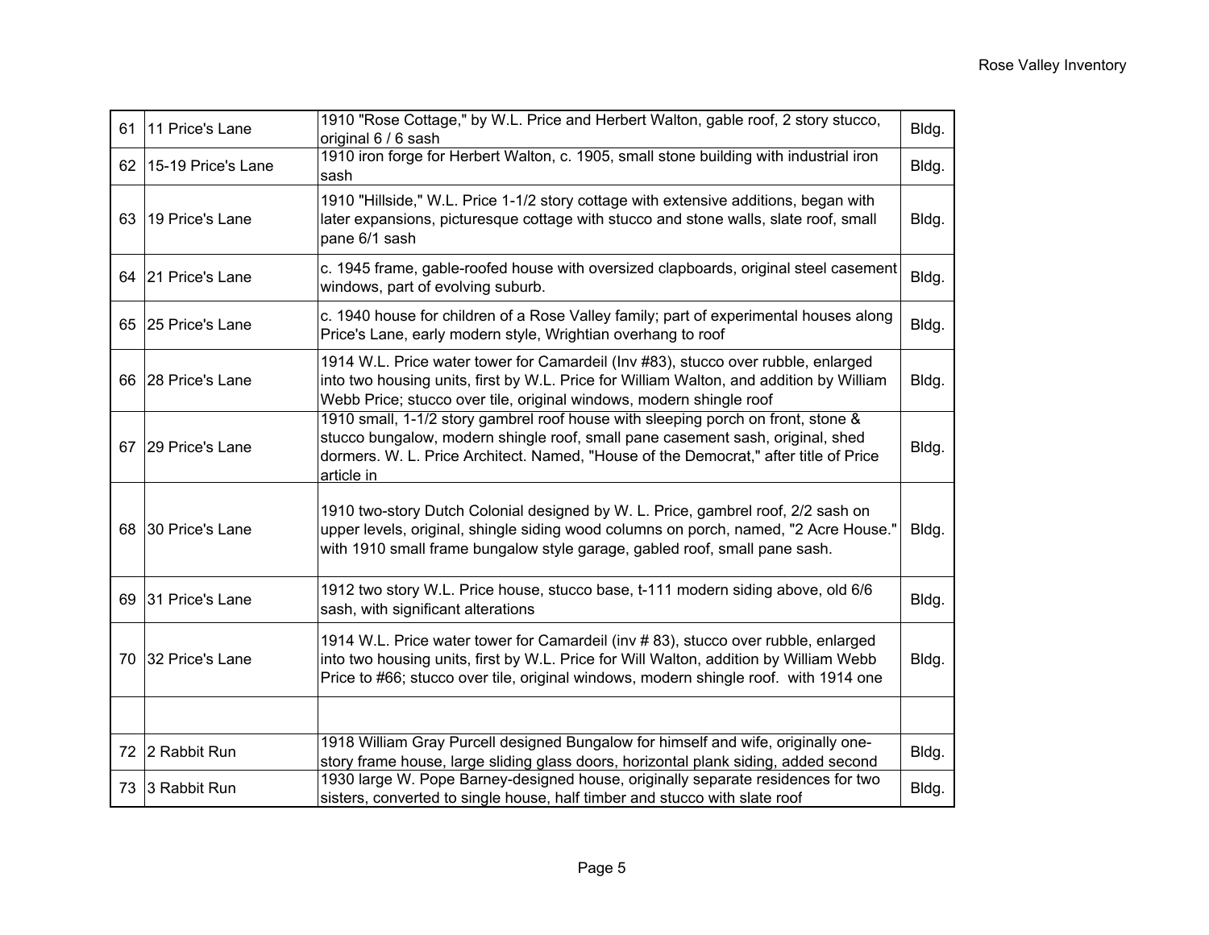| | | | |
|---|---|---|---|
| 61 | 11 Price's Lane | 1910 "Rose Cottage," by W.L. Price and Herbert Walton, gable roof, 2 story stucco, original 6 / 6 sash | Bldg. |
| 62 | 15-19 Price's Lane | 1910 iron forge for Herbert Walton, c. 1905, small stone building with industrial iron sash | Bldg. |
| 63 | 19 Price's Lane | 1910 "Hillside," W.L. Price 1-1/2 story cottage with extensive additions, began with later expansions, picturesque cottage with stucco and stone walls, slate roof, small pane 6/1 sash | Bldg. |
| 64 | 21 Price's Lane | c. 1945 frame, gable-roofed house with oversized clapboards, original steel casement windows, part of evolving suburb. | Bldg. |
| 65 | 25 Price's Lane | c. 1940 house for children of a Rose Valley family; part of experimental houses along Price's Lane, early modern style, Wrightian overhang to roof | Bldg. |
| 66 | 28 Price's Lane | 1914 W.L. Price water tower for Camardeil (Inv #83), stucco over rubble, enlarged into two housing units, first by W.L. Price for William Walton, and addition by William Webb Price; stucco over tile, original windows, modern shingle roof | Bldg. |
| 67 | 29 Price's Lane | 1910 small, 1-1/2 story gambrel roof house with sleeping porch on front, stone & stucco bungalow, modern shingle roof, small pane casement sash, original, shed dormers. W. L. Price Architect. Named, "House of the Democrat," after title of Price article in | Bldg. |
| 68 | 30 Price's Lane | 1910 two-story Dutch Colonial designed by W. L. Price, gambrel roof, 2/2 sash on upper levels, original, shingle siding wood columns on porch, named, "2 Acre House." with 1910 small frame bungalow style garage, gabled roof, small pane sash. | Bldg. |
| 69 | 31 Price's Lane | 1912 two story W.L. Price house, stucco base, t-111 modern siding above, old 6/6 sash, with significant alterations | Bldg. |
| 70 | 32 Price's Lane | 1914 W.L. Price water tower for Camardeil (inv # 83), stucco over rubble, enlarged into two housing units, first by W.L. Price for Will Walton, addition by William Webb Price to #66; stucco over tile, original windows, modern shingle roof. with 1914 one | Bldg. |
| | | | |
| 72 | 2 Rabbit Run | 1918 William Gray Purcell designed Bungalow for himself and wife, originally one-story frame house, large sliding glass doors, horizontal plank siding, added second | Bldg. |
| 73 | 3 Rabbit Run | 1930 large W. Pope Barney-designed house, originally separate residences for two sisters, converted to single house, half timber and stucco with slate roof | Bldg. |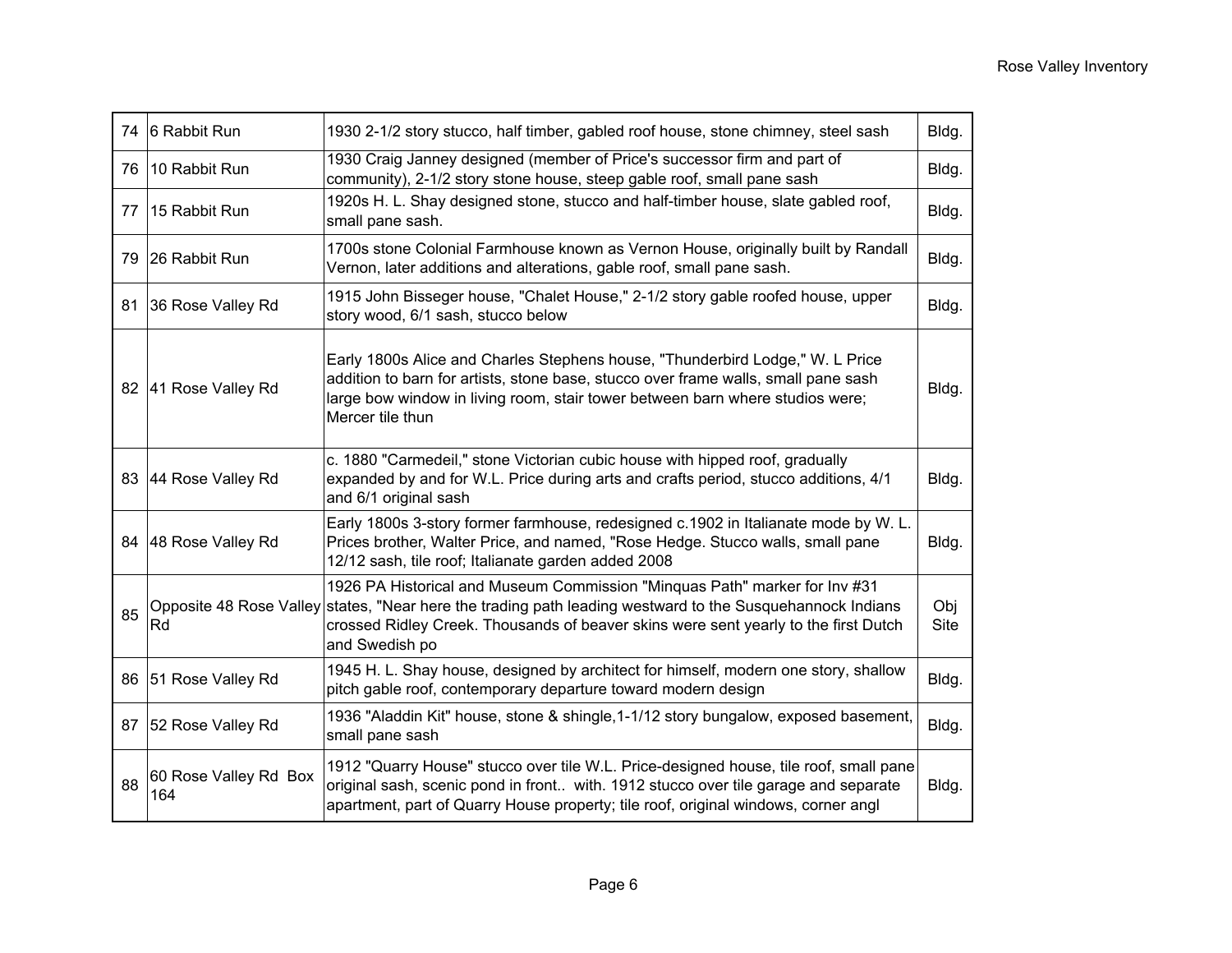| 74 | 6 Rabbit Run | 1930 2-1/2 story stucco, half timber, gabled roof house, stone chimney, steel sash | Bldg. |
|---|---|---|---|
| 76 | 10 Rabbit Run | 1930 Craig Janney designed (member of Price's successor firm and part of community), 2-1/2 story stone house, steep gable roof, small pane sash | Bldg. |
| 77 | 15 Rabbit Run | 1920s H. L. Shay designed stone, stucco and half-timber house, slate gabled roof, small pane sash. | Bldg. |
| 79 | 26 Rabbit Run | 1700s stone Colonial Farmhouse known as Vernon House, originally built by Randall Vernon, later additions and alterations, gable roof, small pane sash. | Bldg. |
| 81 | 36 Rose Valley Rd | 1915 John Bisseger house, "Chalet House," 2-1/2 story gable roofed house, upper story wood, 6/1 sash, stucco below | Bldg. |
| 82 | 41 Rose Valley Rd | Early 1800s Alice and Charles Stephens house, "Thunderbird Lodge," W. L Price addition to barn for artists, stone base, stucco over frame walls, small pane sash large bow window in living room, stair tower between barn where studios were; Mercer tile thun | Bldg. |
| 83 | 44 Rose Valley Rd | c. 1880 "Carmedeil," stone Victorian cubic house with hipped roof, gradually expanded by and for W.L. Price during arts and crafts period, stucco additions, 4/1 and 6/1 original sash | Bldg. |
| 84 | 48 Rose Valley Rd | Early 1800s 3-story former farmhouse, redesigned c.1902 in Italianate mode by W. L. Prices brother, Walter Price, and named, "Rose Hedge. Stucco walls, small pane 12/12 sash, tile roof; Italianate garden added 2008 | Bldg. |
| 85 | Opposite 48 Rose Valley Rd | 1926 PA Historical and Museum Commission "Minquas Path" marker for Inv #31 states, "Near here the trading path leading westward to the Susquehannock Indians crossed Ridley Creek. Thousands of beaver skins were sent yearly to the first Dutch and Swedish po | Obj Site |
| 86 | 51 Rose Valley Rd | 1945 H. L. Shay house, designed by architect for himself, modern one story, shallow pitch gable roof, contemporary departure toward modern design | Bldg. |
| 87 | 52 Rose Valley Rd | 1936 "Aladdin Kit" house, stone & shingle,1-1/12 story bungalow, exposed basement, small pane sash | Bldg. |
| 88 | 60 Rose Valley Rd Box 164 | 1912 "Quarry House" stucco over tile W.L. Price-designed house, tile roof, small pane original sash, scenic pond in front.. with. 1912 stucco over tile garage and separate apartment, part of Quarry House property; tile roof, original windows, corner angl | Bldg. |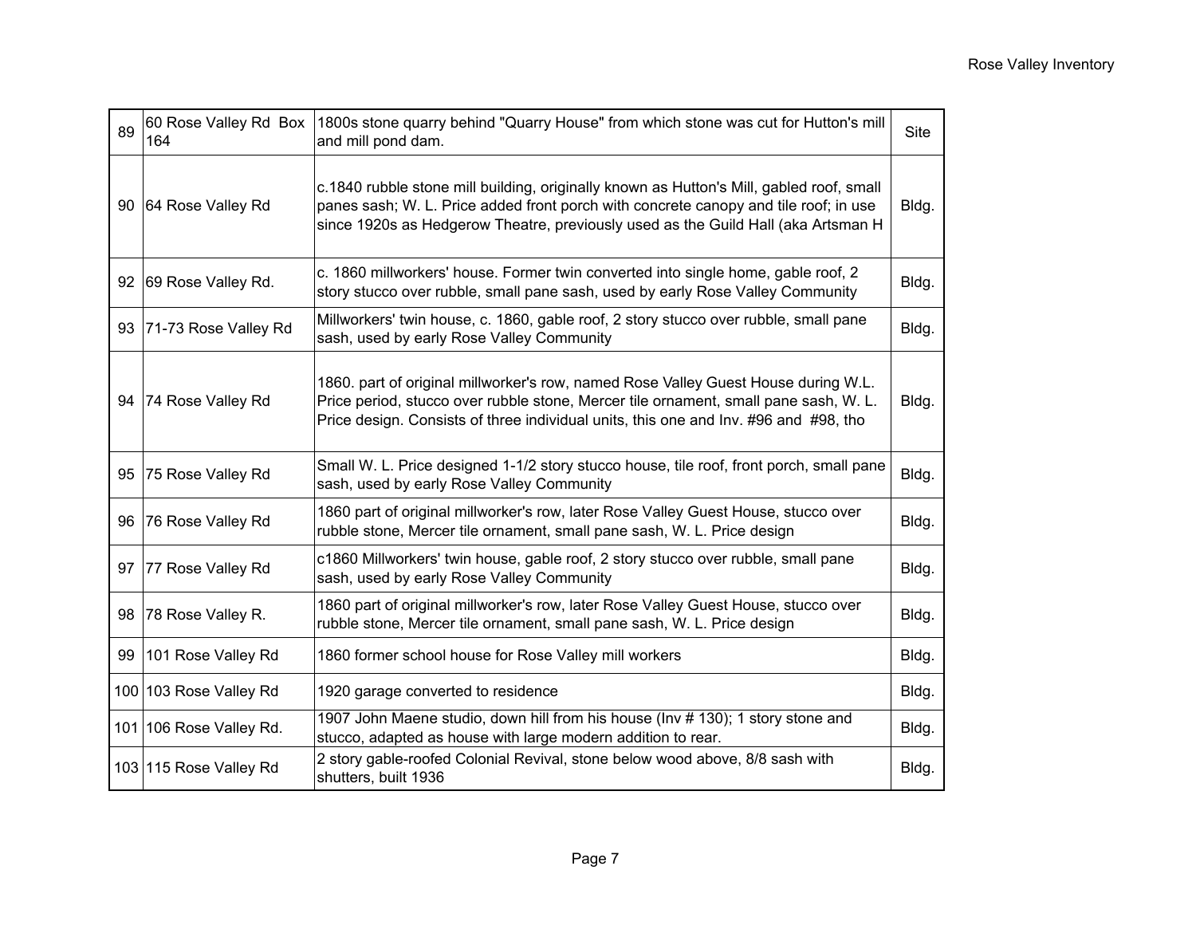| 89 | 60 Rose Valley Rd Box 164 | 1800s stone quarry behind "Quarry House" from which stone was cut for Hutton's mill and mill pond dam. | Site |
|---|---|---|---|
| 90 | 64 Rose Valley Rd | c.1840 rubble stone mill building, originally known as Hutton's Mill, gabled roof, small panes sash; W. L. Price added front porch with concrete canopy and tile roof; in use since 1920s as Hedgerow Theatre, previously used as the Guild Hall (aka Artsman H | Bldg. |
| 92 | 69 Rose Valley Rd. | c. 1860 millworkers' house. Former twin converted into single home, gable roof, 2 story stucco over rubble, small pane sash, used by early Rose Valley Community | Bldg. |
| 93 | 71-73 Rose Valley Rd | Millworkers' twin house, c. 1860, gable roof, 2 story stucco over rubble, small pane sash, used by early Rose Valley Community | Bldg. |
| 94 | 74 Rose Valley Rd | 1860. part of original millworker's row, named Rose Valley Guest House during W.L. Price period, stucco over rubble stone, Mercer tile ornament, small pane sash, W. L. Price design. Consists of three individual units, this one and Inv. #96 and #98, tho | Bldg. |
| 95 | 75 Rose Valley Rd | Small W. L. Price designed 1-1/2 story stucco house, tile roof, front porch, small pane sash, used by early Rose Valley Community | Bldg. |
| 96 | 76 Rose Valley Rd | 1860 part of original millworker's row, later Rose Valley Guest House, stucco over rubble stone, Mercer tile ornament, small pane sash, W. L. Price design | Bldg. |
| 97 | 77 Rose Valley Rd | c1860 Millworkers' twin house, gable roof, 2 story stucco over rubble, small pane sash, used by early Rose Valley Community | Bldg. |
| 98 | 78 Rose Valley R. | 1860 part of original millworker's row, later Rose Valley Guest House, stucco over rubble stone, Mercer tile ornament, small pane sash, W. L. Price design | Bldg. |
| 99 | 101 Rose Valley Rd | 1860 former school house for Rose Valley mill workers | Bldg. |
| 100 | 103 Rose Valley Rd | 1920 garage converted to residence | Bldg. |
| 101 | 106 Rose Valley Rd. | 1907 John Maene studio, down hill from his house (Inv # 130); 1 story stone and stucco, adapted as house with large modern addition to rear. | Bldg. |
| 103 | 115 Rose Valley Rd | 2 story gable-roofed Colonial Revival, stone below wood above, 8/8 sash with shutters, built 1936 | Bldg. |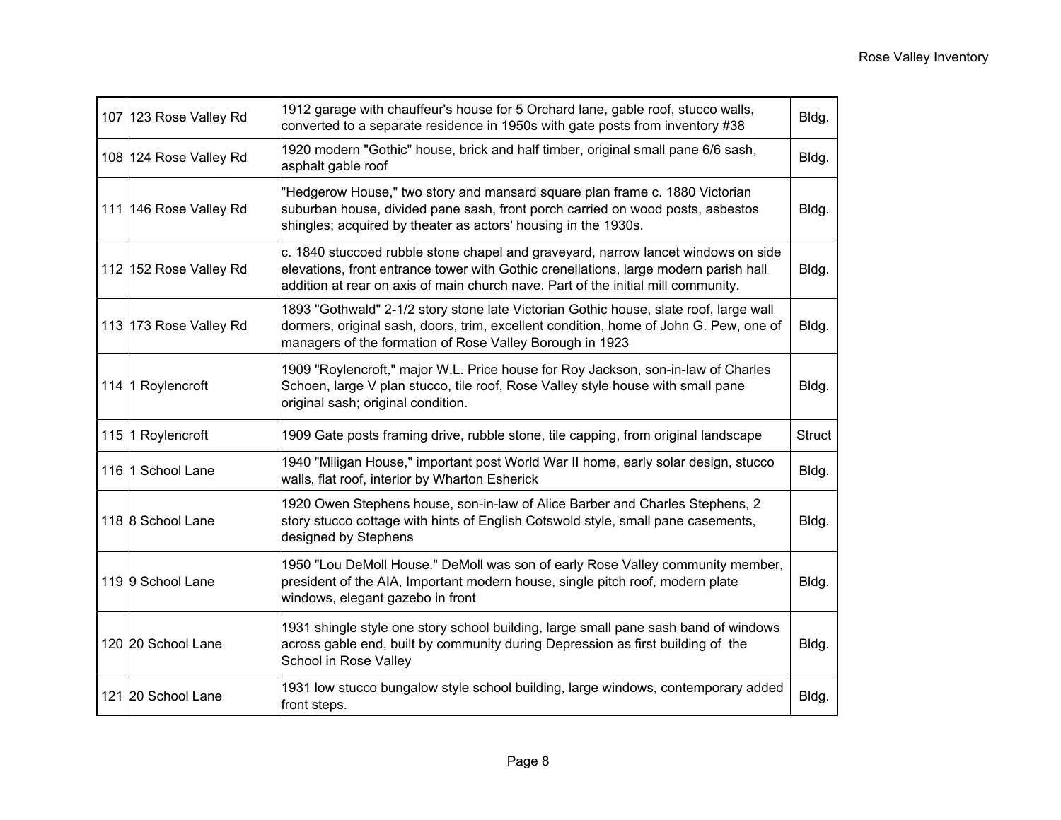| | | | |
|---|---|---|---|
| 107 | 123 Rose Valley Rd | 1912 garage with chauffeur's house for 5 Orchard lane, gable roof, stucco walls, converted to a separate residence in 1950s with gate posts from inventory #38 | Bldg. |
| 108 | 124 Rose Valley Rd | 1920 modern "Gothic" house, brick and half timber, original small pane 6/6 sash, asphalt gable roof | Bldg. |
| 111 | 146 Rose Valley Rd | "Hedgerow House," two story and mansard square plan frame c. 1880 Victorian suburban house, divided pane sash, front porch carried on wood posts, asbestos shingles; acquired by theater as actors' housing in the 1930s. | Bldg. |
| 112 | 152 Rose Valley Rd | c. 1840 stuccoed rubble stone chapel and graveyard, narrow lancet windows on side elevations, front entrance tower with Gothic crenellations, large modern parish hall addition at rear on axis of main church nave. Part of the initial mill community. | Bldg. |
| 113 | 173 Rose Valley Rd | 1893 "Gothwald" 2-1/2 story stone late Victorian Gothic house, slate roof, large wall dormers, original sash, doors, trim, excellent condition, home of John G. Pew, one of managers of the formation of Rose Valley Borough in 1923 | Bldg. |
| 114 | 1 Roylencroft | 1909 "Roylencroft," major W.L. Price house for Roy Jackson, son-in-law of Charles Schoen, large V plan stucco, tile roof, Rose Valley style house with small pane original sash; original condition. | Bldg. |
| 115 | 1 Roylencroft | 1909 Gate posts framing drive, rubble stone, tile capping, from original landscape | Struct |
| 116 | 1 School Lane | 1940 "Miligan House," important post World War II home, early solar design, stucco walls, flat roof, interior by Wharton Esherick | Bldg. |
| 118 | 8 School Lane | 1920 Owen Stephens house, son-in-law of Alice Barber and Charles Stephens, 2 story stucco cottage with hints of English Cotswold style, small pane casements, designed by Stephens | Bldg. |
| 119 | 9 School Lane | 1950 "Lou DeMoll House." DeMoll was son of early Rose Valley community member, president of the AIA, Important modern house, single pitch roof, modern plate windows, elegant gazebo in front | Bldg. |
| 120 | 20 School Lane | 1931 shingle style one story school building, large small pane sash band of windows across gable end, built by community during Depression as first building of the School in Rose Valley | Bldg. |
| 121 | 20 School Lane | 1931 low stucco bungalow style school building, large windows, contemporary added front steps. | Bldg. |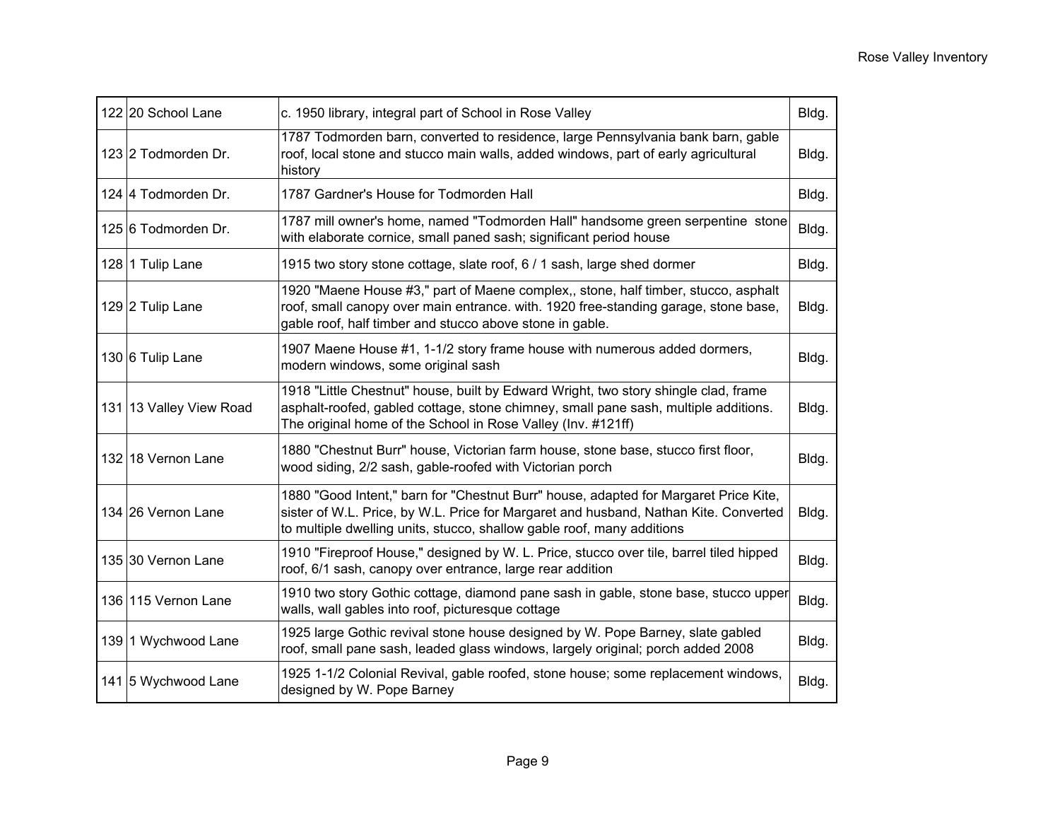| | | | |
|---|---|---|---|
| 122 | 20 School Lane | c. 1950 library, integral part of School in Rose Valley | Bldg. |
| 123 | 2 Todmorden Dr. | 1787 Todmorden barn, converted to residence, large Pennsylvania bank barn, gable roof, local stone and stucco main walls, added windows, part of early agricultural history | Bldg. |
| 124 | 4 Todmorden Dr. | 1787 Gardner's House for Todmorden Hall | Bldg. |
| 125 | 6 Todmorden Dr. | 1787 mill owner's home, named "Todmorden Hall" handsome green serpentine stone with elaborate cornice, small paned sash; significant period house | Bldg. |
| 128 | 1 Tulip Lane | 1915 two story stone cottage, slate roof, 6 / 1 sash, large shed dormer | Bldg. |
| 129 | 2 Tulip Lane | 1920 "Maene House #3," part of Maene complex,, stone, half timber, stucco, asphalt roof, small canopy over main entrance. with. 1920 free-standing garage, stone base, gable roof, half timber and stucco above stone in gable. | Bldg. |
| 130 | 6 Tulip Lane | 1907 Maene House #1, 1-1/2 story frame house with numerous added dormers, modern windows, some original sash | Bldg. |
| 131 | 13 Valley View Road | 1918 "Little Chestnut" house, built by Edward Wright, two story shingle clad, frame asphalt-roofed, gabled cottage, stone chimney, small pane sash, multiple additions. The original home of the School in Rose Valley (Inv. #121ff) | Bldg. |
| 132 | 18 Vernon Lane | 1880 "Chestnut Burr" house, Victorian farm house, stone base, stucco first floor, wood siding, 2/2 sash, gable-roofed with Victorian porch | Bldg. |
| 134 | 26 Vernon Lane | 1880 "Good Intent," barn for "Chestnut Burr" house, adapted for Margaret Price Kite, sister of W.L. Price, by W.L. Price for Margaret and husband, Nathan Kite. Converted to multiple dwelling units, stucco, shallow gable roof, many additions | Bldg. |
| 135 | 30 Vernon Lane | 1910 "Fireproof House," designed by W. L. Price, stucco over tile, barrel tiled hipped roof, 6/1 sash, canopy over entrance, large rear addition | Bldg. |
| 136 | 115 Vernon Lane | 1910 two story Gothic cottage, diamond pane sash in gable, stone base, stucco upper walls, wall gables into roof, picturesque cottage | Bldg. |
| 139 | 1 Wychwood Lane | 1925 large Gothic revival stone house designed by W. Pope Barney, slate gabled roof, small pane sash, leaded glass windows, largely original; porch added 2008 | Bldg. |
| 141 | 5 Wychwood Lane | 1925 1-1/2 Colonial Revival, gable roofed, stone house; some replacement windows, designed by W. Pope Barney | Bldg. |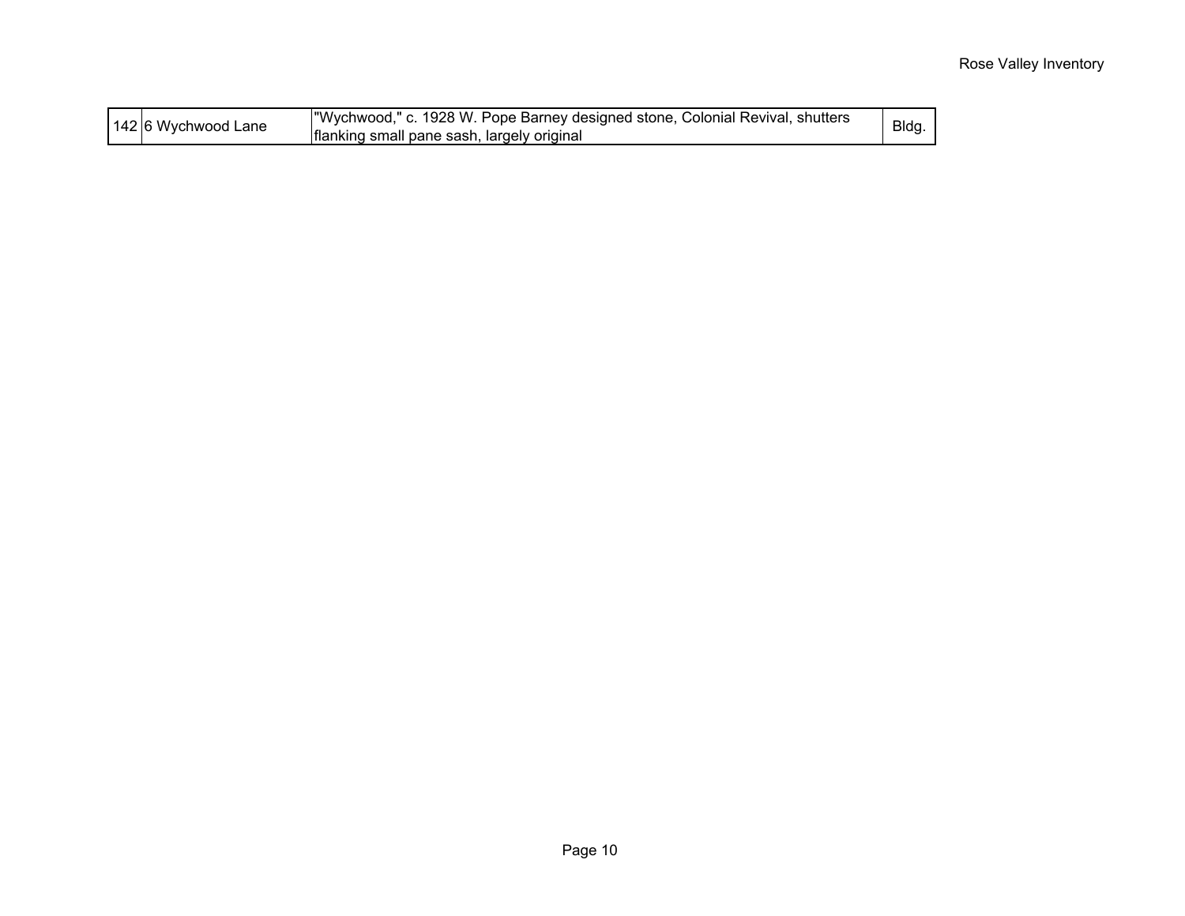| | | | |
|---|---|---|---|
| 142 | 6 Wychwood Lane | "Wychwood," c. 1928 W. Pope Barney designed stone, Colonial Revival, shutters flanking small pane sash, largely original | Bldg. |